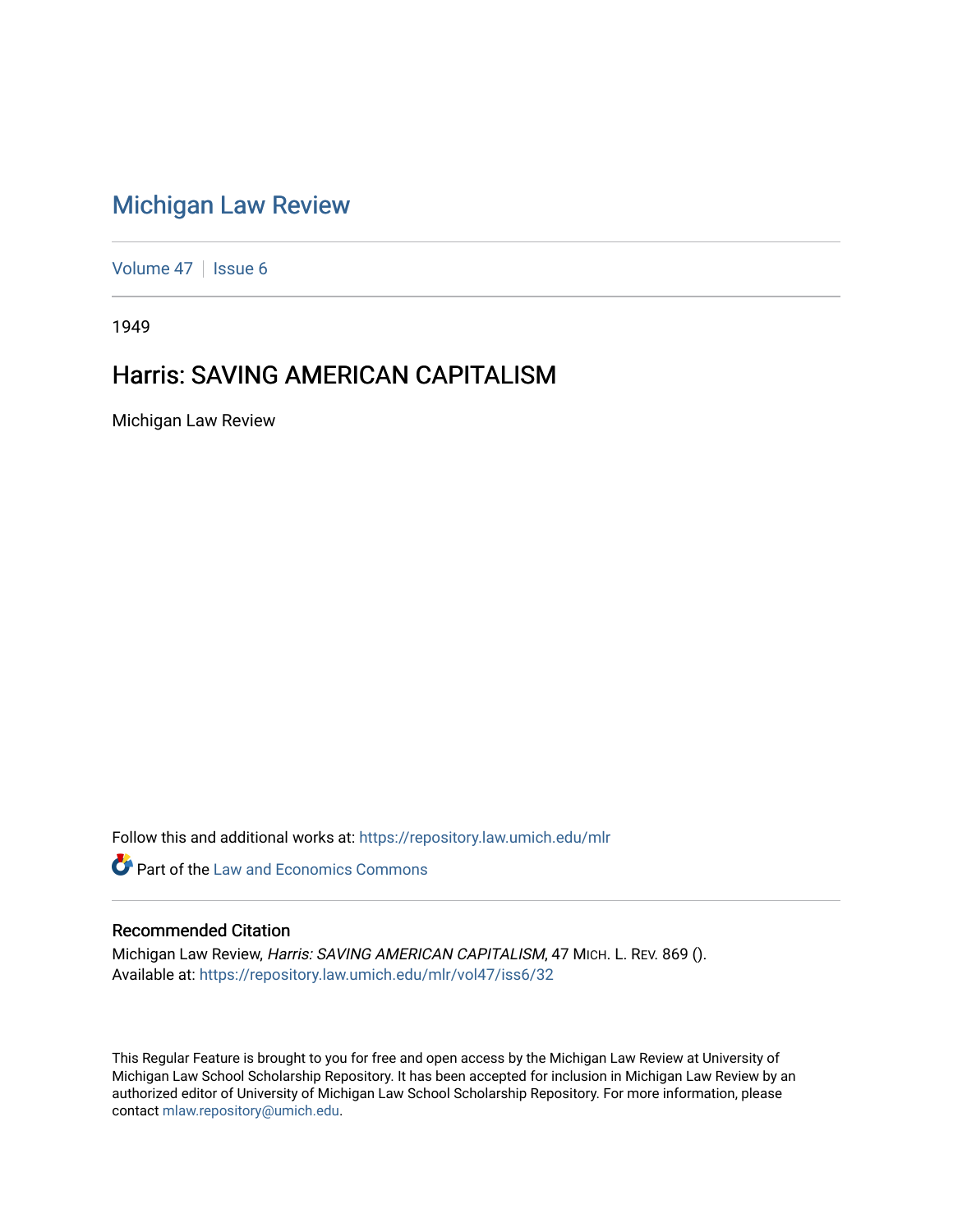# Michigan Law Review

Volume 47 | Issue 6

1949

## Harris: SAVING AMERICAN CAPITALISM

Michigan Law Review

Follow this and additional works at: https://repository.law.umich.edu/mlr

Part of the Law and Economics Commons

### Recommended Citation

Michigan Law Review, *Harris: SAVING AMERICAN CAPITALISM*, 47 MICH. L. REV. 869 ().
Available at: https://repository.law.umich.edu/mlr/vol47/iss6/32

This Regular Feature is brought to you for free and open access by the Michigan Law Review at University of Michigan Law School Scholarship Repository. It has been accepted for inclusion in Michigan Law Review by an authorized editor of University of Michigan Law School Scholarship Repository. For more information, please contact mlaw.repository@umich.edu.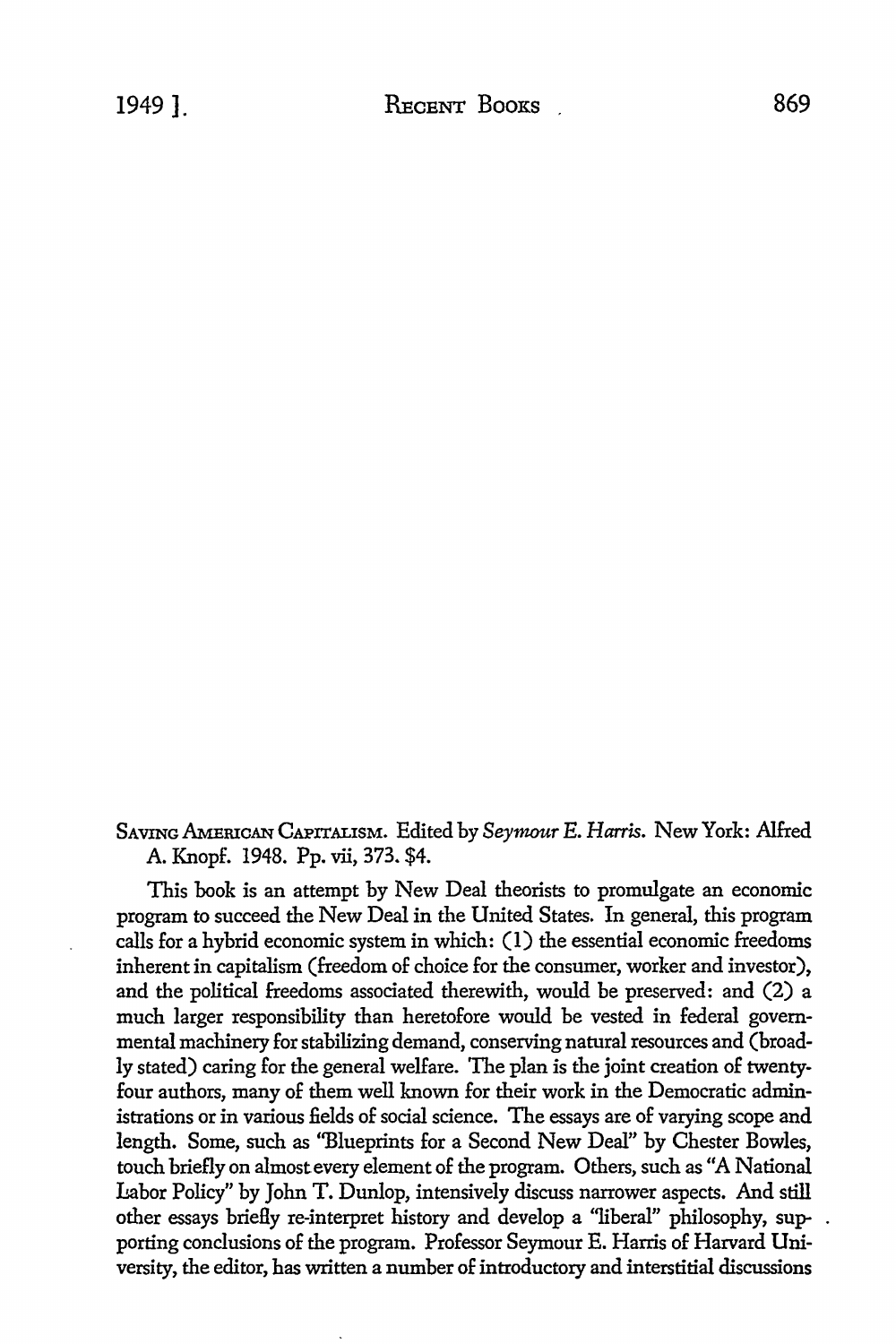SAVING AMERICAN CAPITALISM. Edited by *Seymour E. Harris*. New York: Alfred A. Knopf. 1948. Pp. vii, 373. $4.

This book is an attempt by New Deal theorists to promulgate an economic program to succeed the New Deal in the United States. In general, this program calls for a hybrid economic system in which: (1) the essential economic freedoms inherent in capitalism (freedom of choice for the consumer, worker and investor), and the political freedoms associated therewith, would be preserved: and (2) a much larger responsibility than heretofore would be vested in federal governmental machinery for stabilizing demand, conserving natural resources and (broadly stated) caring for the general welfare. The plan is the joint creation of twenty-four authors, many of them well known for their work in the Democratic administrations or in various fields of social science. The essays are of varying scope and length. Some, such as "Blueprints for a Second New Deal" by Chester Bowles, touch briefly on almost every element of the program. Others, such as "A National Labor Policy" by John T. Dunlop, intensively discuss narrower aspects. And still other essays briefly re-interpret history and develop a "liberal" philosophy, supporting conclusions of the program. Professor Seymour E. Harris of Harvard University, the editor, has written a number of introductory and interstitial discussions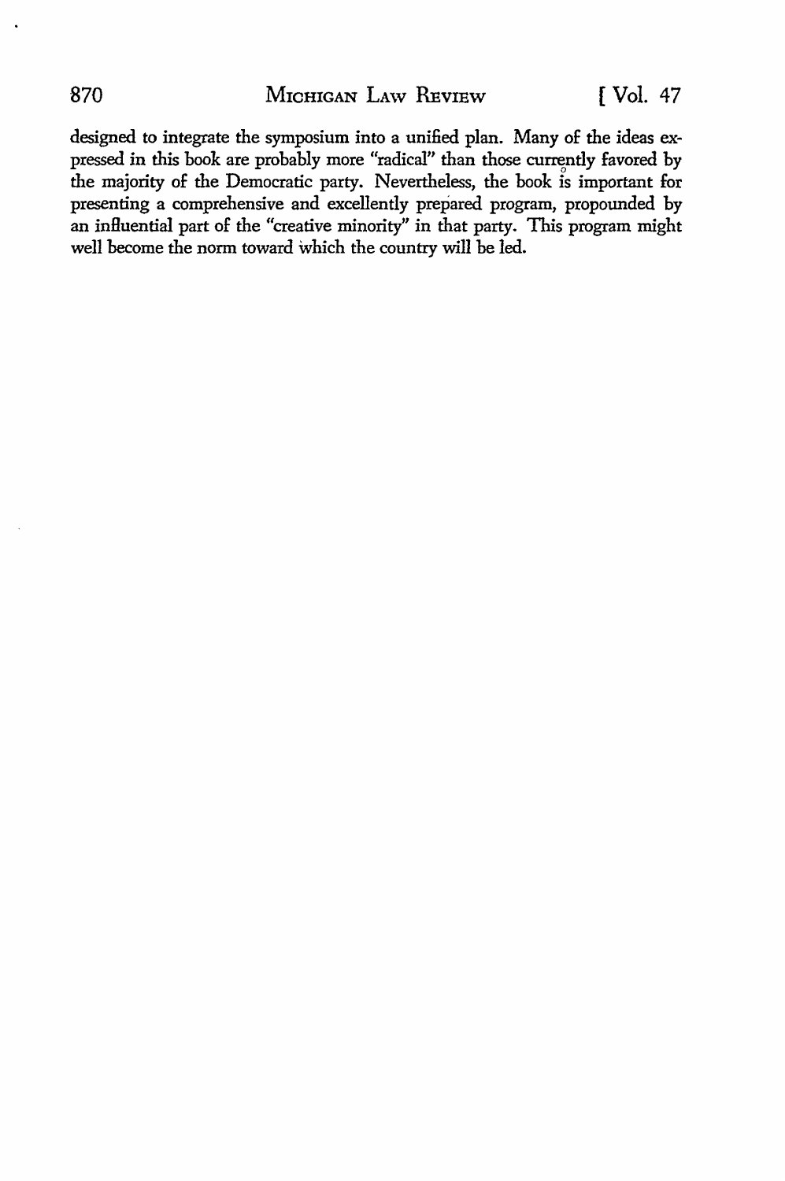designed to integrate the symposium into a unified plan. Many of the ideas expressed in this book are probably more "radical" than those currently favored by the majority of the Democratic party. Nevertheless, the book is important for presenting a comprehensive and excellently prepared program, propounded by an influential part of the "creative minority" in that party. This program might well become the norm toward which the country will be led.